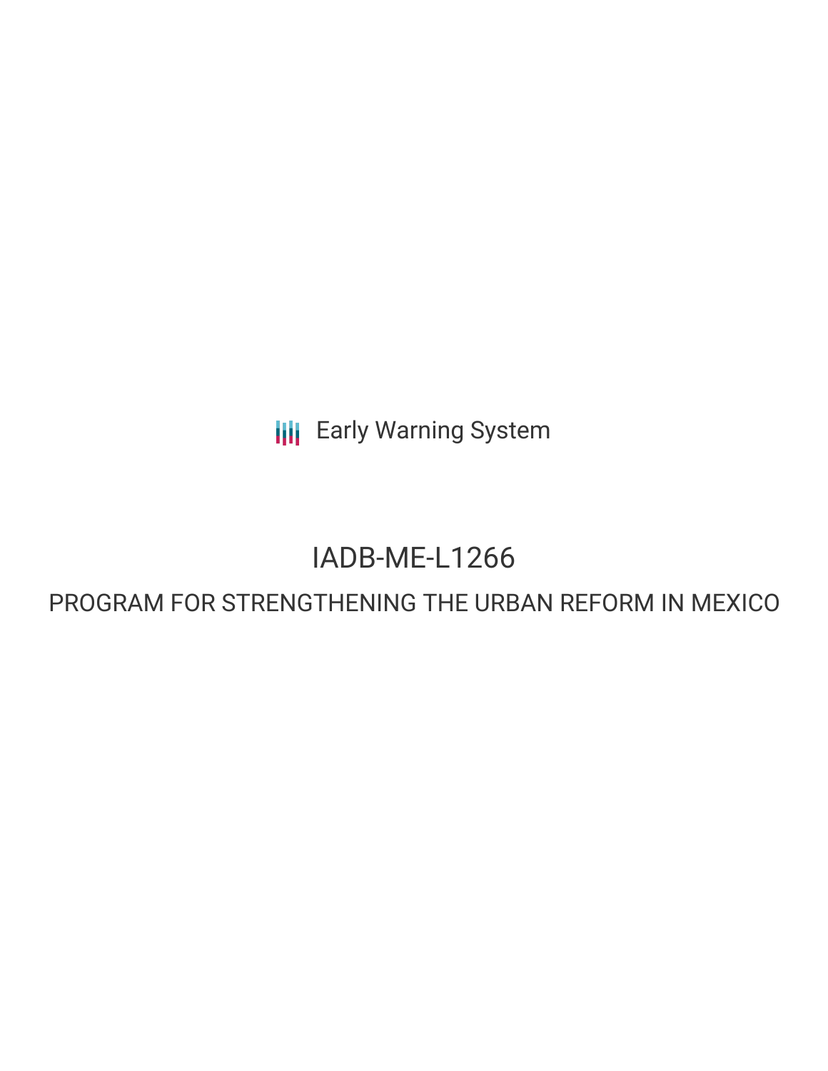Early Warning System

# IADB-ME-L1266

## PROGRAM FOR STRENGTHENING THE URBAN REFORM IN MEXICO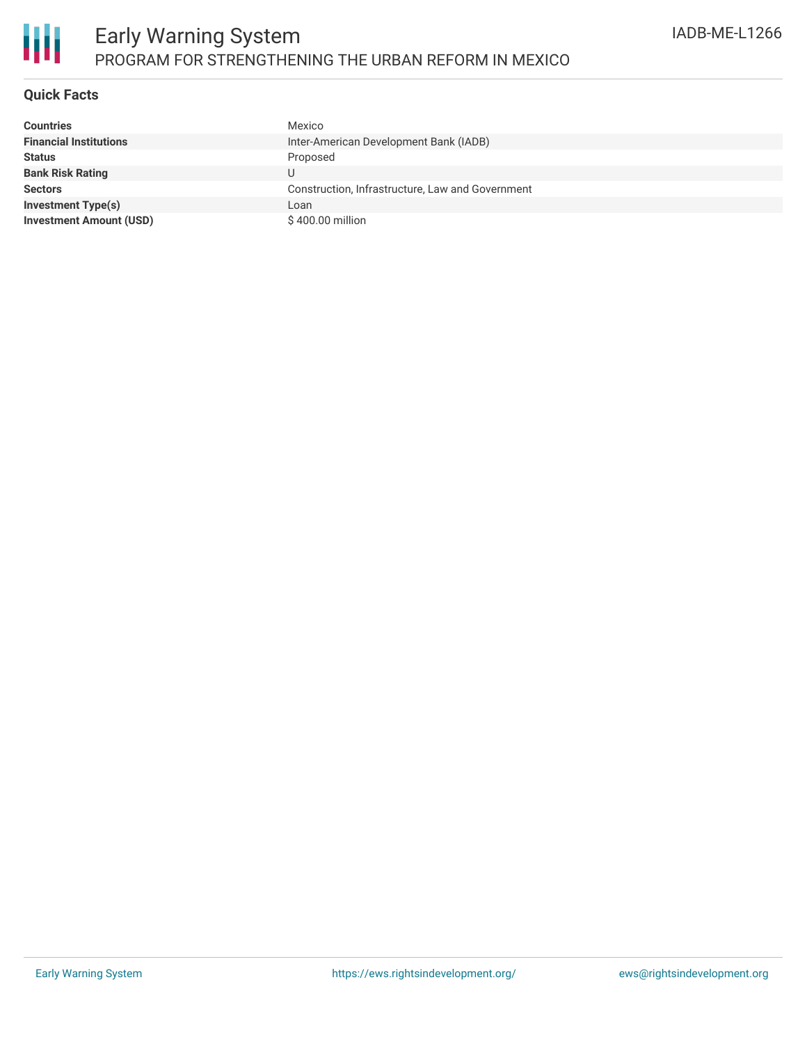## Quick Facts

| | |
|---|---|
| **Countries** | Mexico |
| **Financial Institutions** | Inter-American Development Bank (IADB) |
| **Status** | Proposed |
| **Bank Risk Rating** | U |
| **Sectors** | Construction, Infrastructure, Law and Government |
| **Investment Type(s)** | Loan |
| **Investment Amount (USD)** | $ 400.00 million |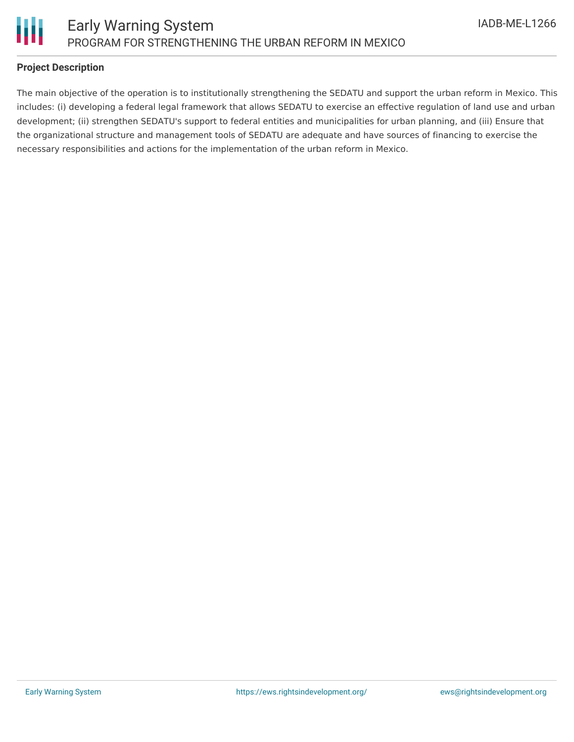## Project Description

The main objective of the operation is to institutionally strengthening the SEDATU and support the urban reform in Mexico. This includes: (i) developing a federal legal framework that allows SEDATU to exercise an effective regulation of land use and urban development; (ii) strengthen SEDATU's support to federal entities and municipalities for urban planning, and (iii) Ensure that the organizational structure and management tools of SEDATU are adequate and have sources of financing to exercise the necessary responsibilities and actions for the implementation of the urban reform in Mexico.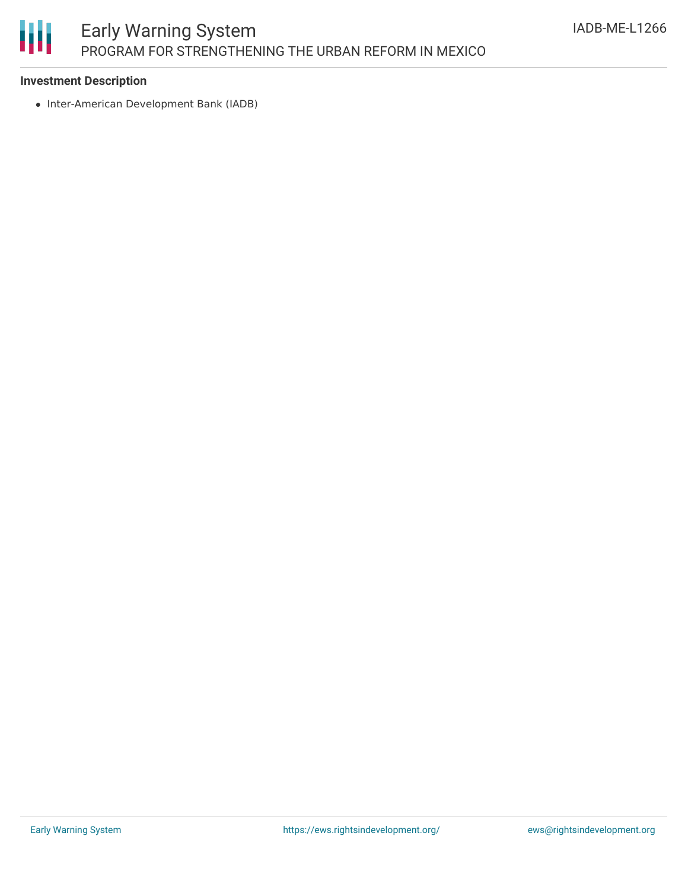**Investment Description**

- Inter-American Development Bank (IADB)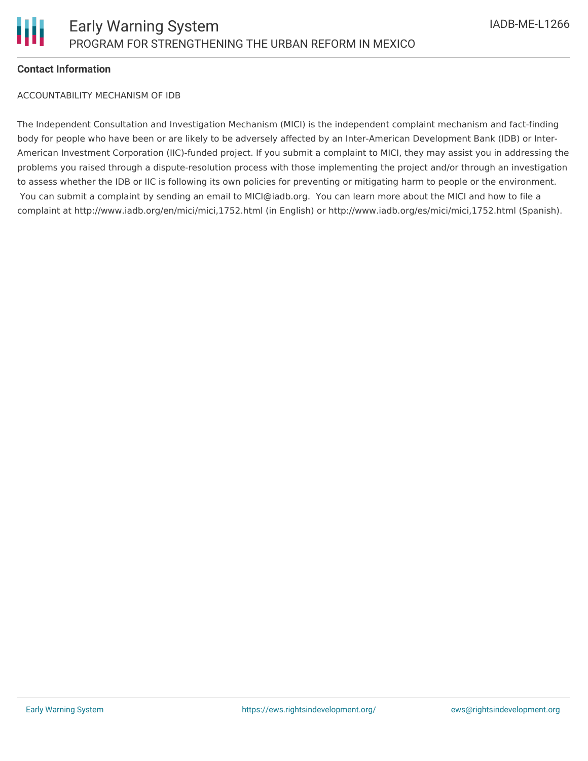**Contact Information**

ACCOUNTABILITY MECHANISM OF IDB

The Independent Consultation and Investigation Mechanism (MICI) is the independent complaint mechanism and fact-finding body for people who have been or are likely to be adversely affected by an Inter-American Development Bank (IDB) or Inter-American Investment Corporation (IIC)-funded project. If you submit a complaint to MICI, they may assist you in addressing the problems you raised through a dispute-resolution process with those implementing the project and/or through an investigation to assess whether the IDB or IIC is following its own policies for preventing or mitigating harm to people or the environment. You can submit a complaint by sending an email to MICI@iadb.org. You can learn more about the MICI and how to file a complaint at http://www.iadb.org/en/mici/mici,1752.html (in English) or http://www.iadb.org/es/mici/mici,1752.html (Spanish).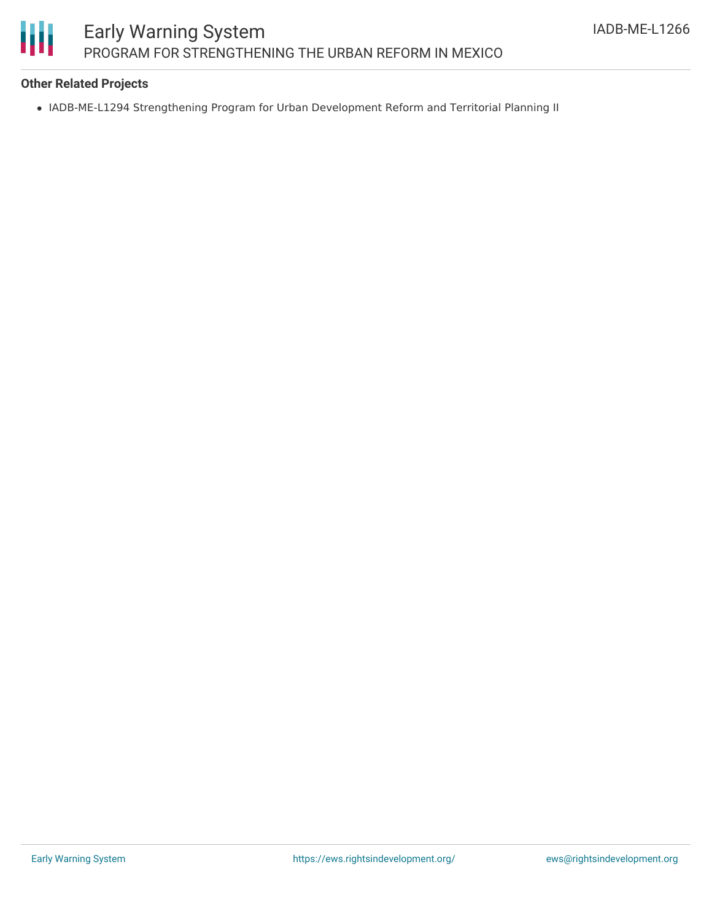**Other Related Projects**

- IADB-ME-L1294 Strengthening Program for Urban Development Reform and Territorial Planning II